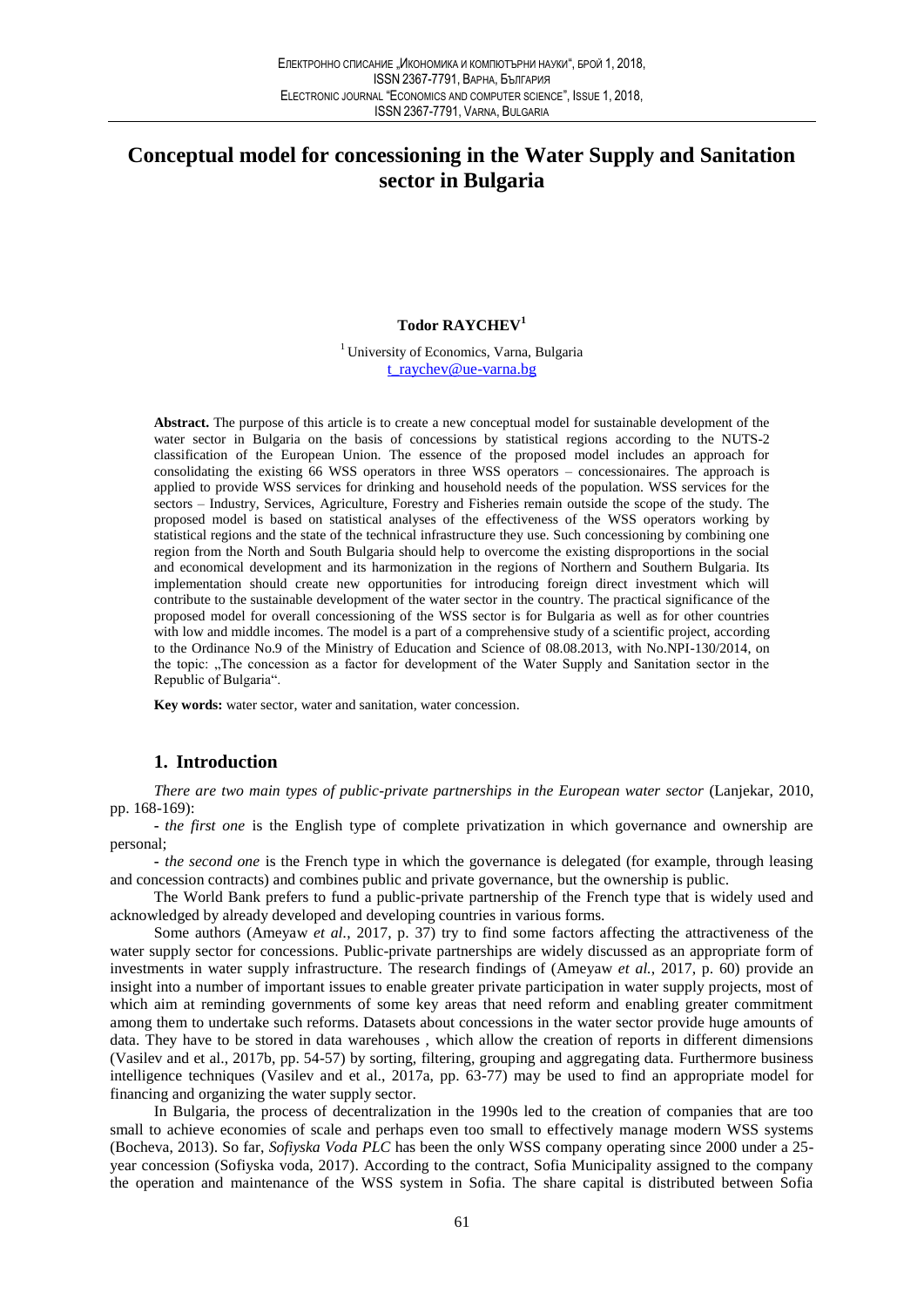# Conceptual model for concessioning in the Water Supply and Sanitation sector in Bulgaria

**Todor RAYCHEV**[1]

[1] University of Economics, Varna, Bulgaria
t_raychev@ue-varna.bg

**Abstract.** The purpose of this article is to create a new conceptual model for sustainable development of the water sector in Bulgaria on the basis of concessions by statistical regions according to the NUTS-2 classification of the European Union. The essence of the proposed model includes an approach for consolidating the existing 66 WSS operators in three WSS operators – concessionaires. The approach is applied to provide WSS services for drinking and household needs of the population. WSS services for the sectors – Industry, Services, Agriculture, Forestry and Fisheries remain outside the scope of the study. The proposed model is based on statistical analyses of the effectiveness of the WSS operators working by statistical regions and the state of the technical infrastructure they use. Such concessioning by combining one region from the North and South Bulgaria should help to overcome the existing disproportions in the social and economical development and its harmonization in the regions of Northern and Southern Bulgaria. Its implementation should create new opportunities for introducing foreign direct investment which will contribute to the sustainable development of the water sector in the country. The practical significance of the proposed model for overall concessioning of the WSS sector is for Bulgaria as well as for other countries with low and middle incomes. The model is a part of a comprehensive study of a scientific project, according to the Ordinance No.9 of the Ministry of Education and Science of 08.08.2013, with No.NPI-130/2014, on the topic: „The concession as a factor for development of the Water Supply and Sanitation sector in the Republic of Bulgaria".

**Key words:** water sector, water and sanitation, water concession.

## 1. Introduction

*There are two main types of public-private partnerships in the European water sector* (Lanjekar, 2010, pp. 168-169):

- *the first one* is the English type of complete privatization in which governance and ownership are personal;
- *the second one* is the French type in which the governance is delegated (for example, through leasing and concession contracts) and combines public and private governance, but the ownership is public.

The World Bank prefers to fund a public-private partnership of the French type that is widely used and acknowledged by already developed and developing countries in various forms.

Some authors (Ameyaw *et al.*, 2017, p. 37) try to find some factors affecting the attractiveness of the water supply sector for concessions. Public-private partnerships are widely discussed as an appropriate form of investments in water supply infrastructure. The research findings of (Ameyaw *et al.*, 2017, p. 60) provide an insight into a number of important issues to enable greater private participation in water supply projects, most of which aim at reminding governments of some key areas that need reform and enabling greater commitment among them to undertake such reforms. Datasets about concessions in the water sector provide huge amounts of data. They have to be stored in data warehouses , which allow the creation of reports in different dimensions (Vasilev and et al., 2017b, pp. 54-57) by sorting, filtering, grouping and aggregating data. Furthermore business intelligence techniques (Vasilev and et al., 2017a, pp. 63-77) may be used to find an appropriate model for financing and organizing the water supply sector.

In Bulgaria, the process of decentralization in the 1990s led to the creation of companies that are too small to achieve economies of scale and perhaps even too small to effectively manage modern WSS systems (Bocheva, 2013). So far, *Sofiyska Voda PLC* has been the only WSS company operating since 2000 under a 25-year concession (Sofiyska voda, 2017). According to the contract, Sofia Municipality assigned to the company the operation and maintenance of the WSS system in Sofia. The share capital is distributed between Sofia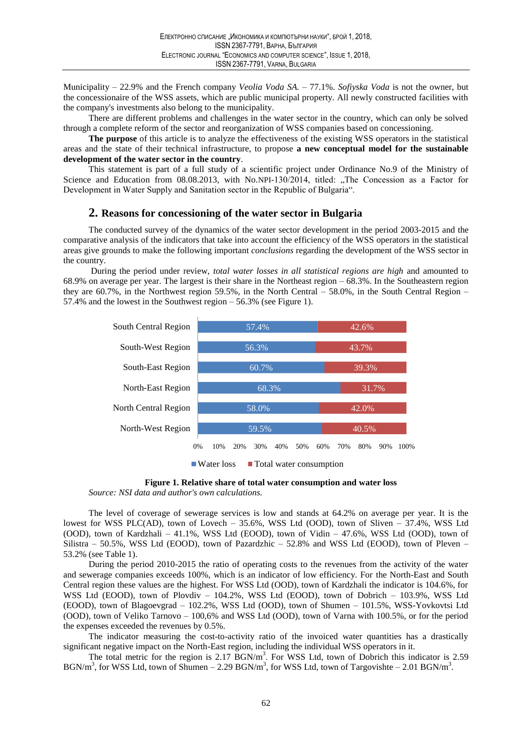Municipality – 22.9% and the French company *Veolia Voda SA.* – 77.1%. *Sofiyska Voda* is not the owner, but the concessionaire of the WSS assets, which are public municipal property. All newly constructed facilities with the company's investments also belong to the municipality.

There are different problems and challenges in the water sector in the country, which can only be solved through a complete reform of the sector and reorganization of WSS companies based on concessioning.

**The purpose** of this article is to analyze the effectiveness of the existing WSS operators in the statistical areas and the state of their technical infrastructure, to propose **a new conceptual model for the sustainable development of the water sector in the country**.

This statement is part of a full study of a scientific project under Ordinance No.9 of the Ministry of Science and Education from 08.08.2013, with No.NPI-130/2014, titled: „The Concession as a Factor for Development in Water Supply and Sanitation sector in the Republic of Bulgaria".

## 2. Reasons for concessioning of the water sector in Bulgaria

The conducted survey of the dynamics of the water sector development in the period 2003-2015 and the comparative analysis of the indicators that take into account the efficiency of the WSS operators in the statistical areas give grounds to make the following important *conclusions* regarding the development of the WSS sector in the country.

During the period under review, *total water losses in all statistical regions are high* and amounted to 68.9% on average per year. The largest is their share in the Northeast region – 68.3%. In the Southeastern region they are 60.7%, in the Northwest region 59.5%, in the North Central – 58.0%, in the South Central Region – 57.4% and the lowest in the Southwest region – 56.3% (see Figure 1).

| Region | Water loss | Total water consumption |
|---|---|---|
| South Central Region | 57.4% | 42.6% |
| South-West Region | 56.3% | 43.7% |
| South-East Region | 60.7% | 39.3% |
| North-East Region | 68.3% | 31.7% |
| North Central Region | 58.0% | 42.0% |
| North-West Region | 59.5% | 40.5% |

**Figure 1. Relative share of total water consumption and water loss**

*Source: NSI data and author's own calculations.*

The level of coverage of sewerage services is low and stands at 64.2% on average per year. It is the lowest for WSS PLC(AD), town of Lovech – 35.6%, WSS Ltd (OOD), town of Sliven – 37.4%, WSS Ltd (OOD), town of Kardzhali – 41.1%, WSS Ltd (EOOD), town of Vidin – 47.6%, WSS Ltd (OOD), town of Silistra – 50.5%, WSS Ltd (EOOD), town of Pazardzhic – 52.8% and WSS Ltd (EOOD), town of Pleven – 53.2% (see Table 1).

During the period 2010-2015 the ratio of operating costs to the revenues from the activity of the water and sewerage companies exceeds 100%, which is an indicator of low efficiency. For the North-East and South Central region these values are the highest. For WSS Ltd (OOD), town of Kardzhali the indicator is 104.6%, for WSS Ltd (EOOD), town of Plovdiv – 104.2%, WSS Ltd (EOOD), town of Dobrich – 103.9%, WSS Ltd (EOOD), town of Blagoevgrad – 102.2%, WSS Ltd (OOD), town of Shumen – 101.5%, WSS-Yovkovtsi Ltd (OOD), town of Veliko Tarnovo – 100,6% and WSS Ltd (OOD), town of Varna with 100.5%, or for the period the expenses exceeded the revenues by 0.5%.

The indicator measuring the cost-to-activity ratio of the invoiced water quantities has a drastically significant negative impact on the North-East region, including the individual WSS operators in it.

The total metric for the region is 2.17 BGN/m$^3$. For WSS Ltd, town of Dobrich this indicator is 2.59 BGN/m$^3$, for WSS Ltd, town of Shumen – 2.29 BGN/m$^3$, for WSS Ltd, town of Targovishte – 2.01 BGN/m$^3$.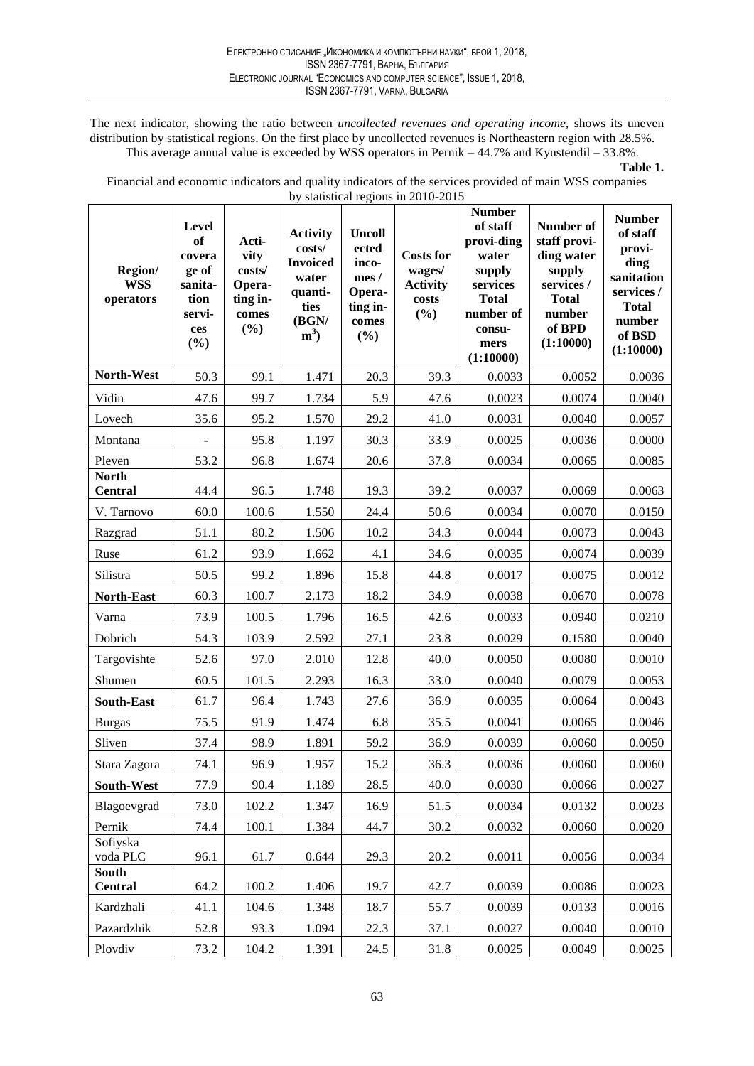The next indicator, showing the ratio between *uncollected revenues and operating income*, shows its uneven distribution by statistical regions. On the first place by uncollected revenues is Northeastern region with 28.5%. This average annual value is exceeded by WSS operators in Pernik – 44.7% and Kyustendil – 33.8%.

**Table 1.**

Financial and economic indicators and quality indicators of the services provided of main WSS companies by statistical regions in 2010-2015

| Region/ WSS operators | Level of coverage of sanitation services (%) | Activity costs/ Operating incomes (%) | Activity costs/ Invoiced water quantities (BGN/ $m^3$) | Uncollected incomes / Operating incomes (%) | Costs for wages/ Activity costs (%) | Number of staff providing water supply services Total number of consumers (1:10000) | Number of staff providing water supply services / Total number of BPD (1:10000) | Number of staff providing sanitation services / Total number of BSD (1:10000) |
|---|---|---|---|---|---|---|---|---|
| **North-West** | 50.3 | 99.1 | 1.471 | 20.3 | 39.3 | 0.0033 | 0.0052 | 0.0036 |
| Vidin | 47.6 | 99.7 | 1.734 | 5.9 | 47.6 | 0.0023 | 0.0074 | 0.0040 |
| Lovech | 35.6 | 95.2 | 1.570 | 29.2 | 41.0 | 0.0031 | 0.0040 | 0.0057 |
| Montana | - | 95.8 | 1.197 | 30.3 | 33.9 | 0.0025 | 0.0036 | 0.0000 |
| Pleven | 53.2 | 96.8 | 1.674 | 20.6 | 37.8 | 0.0034 | 0.0065 | 0.0085 |
| **North Central** | 44.4 | 96.5 | 1.748 | 19.3 | 39.2 | 0.0037 | 0.0069 | 0.0063 |
| V. Tarnovo | 60.0 | 100.6 | 1.550 | 24.4 | 50.6 | 0.0034 | 0.0070 | 0.0150 |
| Razgrad | 51.1 | 80.2 | 1.506 | 10.2 | 34.3 | 0.0044 | 0.0073 | 0.0043 |
| Ruse | 61.2 | 93.9 | 1.662 | 4.1 | 34.6 | 0.0035 | 0.0074 | 0.0039 |
| Silistra | 50.5 | 99.2 | 1.896 | 15.8 | 44.8 | 0.0017 | 0.0075 | 0.0012 |
| **North-East** | 60.3 | 100.7 | 2.173 | 18.2 | 34.9 | 0.0038 | 0.0670 | 0.0078 |
| Varna | 73.9 | 100.5 | 1.796 | 16.5 | 42.6 | 0.0033 | 0.0940 | 0.0210 |
| Dobrich | 54.3 | 103.9 | 2.592 | 27.1 | 23.8 | 0.0029 | 0.1580 | 0.0040 |
| Targovishte | 52.6 | 97.0 | 2.010 | 12.8 | 40.0 | 0.0050 | 0.0080 | 0.0010 |
| Shumen | 60.5 | 101.5 | 2.293 | 16.3 | 33.0 | 0.0040 | 0.0079 | 0.0053 |
| **South-East** | 61.7 | 96.4 | 1.743 | 27.6 | 36.9 | 0.0035 | 0.0064 | 0.0043 |
| Burgas | 75.5 | 91.9 | 1.474 | 6.8 | 35.5 | 0.0041 | 0.0065 | 0.0046 |
| Sliven | 37.4 | 98.9 | 1.891 | 59.2 | 36.9 | 0.0039 | 0.0060 | 0.0050 |
| Stara Zagora | 74.1 | 96.9 | 1.957 | 15.2 | 36.3 | 0.0036 | 0.0060 | 0.0060 |
| **South-West** | 77.9 | 90.4 | 1.189 | 28.5 | 40.0 | 0.0030 | 0.0066 | 0.0027 |
| Blagoevgrad | 73.0 | 102.2 | 1.347 | 16.9 | 51.5 | 0.0034 | 0.0132 | 0.0023 |
| Pernik | 74.4 | 100.1 | 1.384 | 44.7 | 30.2 | 0.0032 | 0.0060 | 0.0020 |
| Sofiyska voda PLC | 96.1 | 61.7 | 0.644 | 29.3 | 20.2 | 0.0011 | 0.0056 | 0.0034 |
| **South Central** | 64.2 | 100.2 | 1.406 | 19.7 | 42.7 | 0.0039 | 0.0086 | 0.0023 |
| Kardzhali | 41.1 | 104.6 | 1.348 | 18.7 | 55.7 | 0.0039 | 0.0133 | 0.0016 |
| Pazardzhik | 52.8 | 93.3 | 1.094 | 22.3 | 37.1 | 0.0027 | 0.0040 | 0.0010 |
| Plovdiv | 73.2 | 104.2 | 1.391 | 24.5 | 31.8 | 0.0025 | 0.0049 | 0.0025 |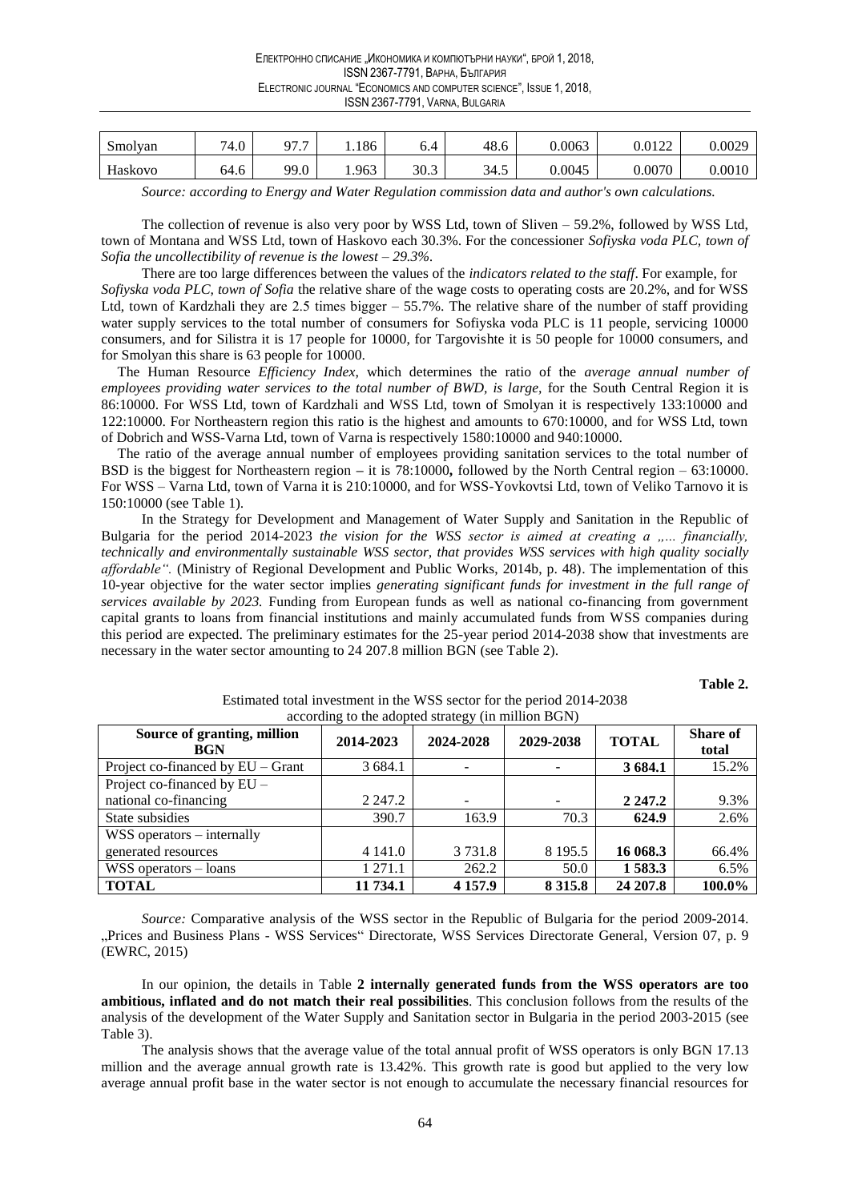| Smolyan | 74.0 | 97.7 | 1.186 | 6.4 | 48.6 | 0.0063 | 0.0122 | 0.0029 |
|---|---|---|---|---|---|---|---|---|
| Haskovo | 64.6 | 99.0 | 1.963 | 30.3 | 34.5 | 0.0045 | 0.0070 | 0.0010 |

*Source: according to Energy and Water Regulation commission data and author's own calculations.*

The collection of revenue is also very poor by WSS Ltd, town of Sliven – 59.2%, followed by WSS Ltd, town of Montana and WSS Ltd, town of Haskovo each 30.3%. For the concessioner *Sofiyska voda PLC, town of Sofia the uncollectibility of revenue is the lowest – 29.3%*.

There are too large differences between the values of the *indicators related to the staff*. For example, for *Sofiyska voda PLC, town of Sofia* the relative share of the wage costs to operating costs are 20.2%, and for WSS Ltd, town of Kardzhali they are 2.5 times bigger – 55.7%. The relative share of the number of staff providing water supply services to the total number of consumers for Sofiyska voda PLC is 11 people, servicing 10000 consumers, and for Silistra it is 17 people for 10000, for Targovishte it is 50 people for 10000 consumers, and for Smolyan this share is 63 people for 10000.

The Human Resource *Efficiency Index*, which determines the ratio of the *average annual number of employees providing water services to the total number of BWD, is large*, for the South Central Region it is 86:10000. For WSS Ltd, town of Kardzhali and WSS Ltd, town of Smolyan it is respectively 133:10000 and 122:10000. For Northeastern region this ratio is the highest and amounts to 670:10000, and for WSS Ltd, town of Dobrich and WSS-Varna Ltd, town of Varna is respectively 1580:10000 and 940:10000.

The ratio of the average annual number of employees providing sanitation services to the total number of BSD is the biggest for Northeastern region **–** it is 78:10000**,** followed by the North Central region – 63:10000. For WSS – Varna Ltd, town of Varna it is 210:10000, and for WSS-Yovkovtsi Ltd, town of Veliko Tarnovo it is 150:10000 (see Table 1).

In the Strategy for Development and Management of Water Supply and Sanitation in the Republic of Bulgaria for the period 2014-2023 *the vision for the WSS sector is aimed at creating a „... financially, technically and environmentally sustainable WSS sector, that provides WSS services with high quality socially affordable".* (Ministry of Regional Development and Public Works, 2014b, p. 48). The implementation of this 10-year objective for the water sector implies *generating significant funds for investment in the full range of services available by 2023.* Funding from European funds as well as national co-financing from government capital grants to loans from financial institutions and mainly accumulated funds from WSS companies during this period are expected. The preliminary estimates for the 25-year period 2014-2038 show that investments are necessary in the water sector amounting to 24 207.8 million BGN (see Table 2).

**Table 2.**

Estimated total investment in the WSS sector for the period 2014-2038 according to the adopted strategy (in million BGN)

| Source of granting, million BGN | 2014-2023 | 2024-2028 | 2029-2038 | TOTAL | Share of total |
|---|---|---|---|---|---|
| Project co-financed by EU – Grant | 3 684.1 | - | - | **3 684.1** | 15.2% |
| Project co-financed by EU – national co-financing | 2 247.2 | - | - | **2 247.2** | 9.3% |
| State subsidies | 390.7 | 163.9 | 70.3 | **624.9** | 2.6% |
| WSS operators – internally generated resources | 4 141.0 | 3 731.8 | 8 195.5 | **16 068.3** | 66.4% |
| WSS operators – loans | 1 271.1 | 262.2 | 50.0 | **1 583.3** | 6.5% |
| **TOTAL** | **11 734.1** | **4 157.9** | **8 315.8** | **24 207.8** | **100.0%** |

*Source:* Comparative analysis of the WSS sector in the Republic of Bulgaria for the period 2009-2014. „Prices and Business Plans - WSS Services" Directorate, WSS Services Directorate General, Version 07, p. 9 (EWRC, 2015)

In our opinion, the details in Table **2 internally generated funds from the WSS operators are too ambitious, inflated and do not match their real possibilities**. This conclusion follows from the results of the analysis of the development of the Water Supply and Sanitation sector in Bulgaria in the period 2003-2015 (see Table 3).

The analysis shows that the average value of the total annual profit of WSS operators is only BGN 17.13 million and the average annual growth rate is 13.42%. This growth rate is good but applied to the very low average annual profit base in the water sector is not enough to accumulate the necessary financial resources for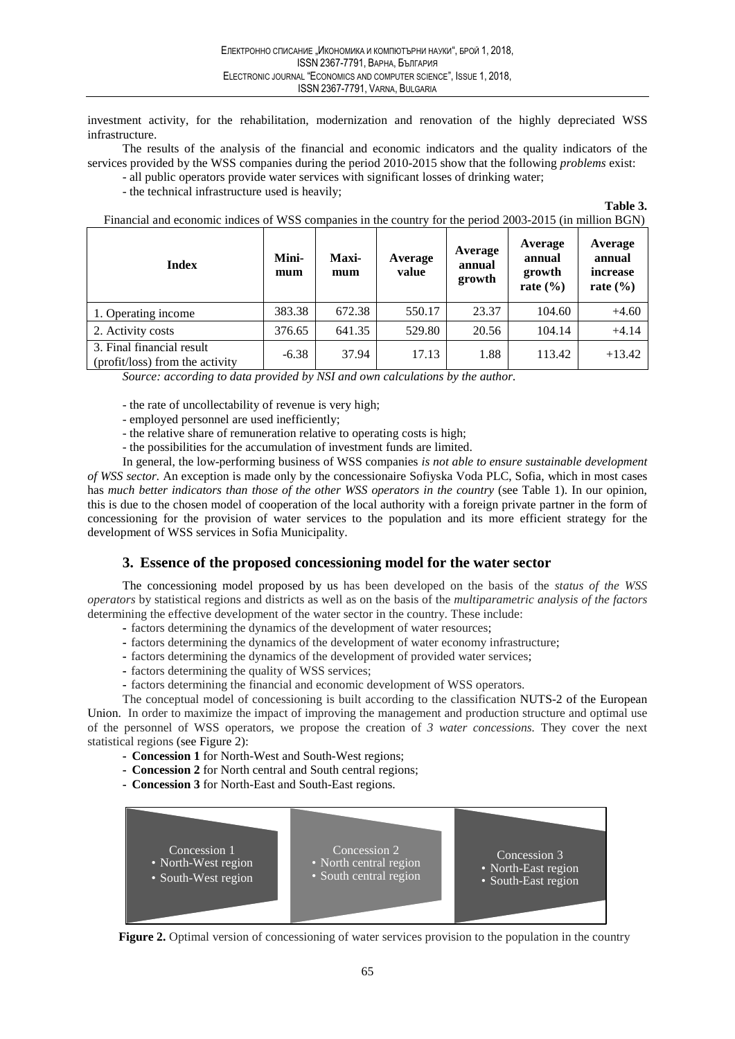investment activity, for the rehabilitation, modernization and renovation of the highly depreciated WSS infrastructure.

The results of the analysis of the financial and economic indicators and the quality indicators of the services provided by the WSS companies during the period 2010-2015 show that the following *problems* exist:

- all public operators provide water services with significant losses of drinking water;
- the technical infrastructure used is heavily;

**Table 3.**

Financial and economic indices of WSS companies in the country for the period 2003-2015 (in million BGN)

| Index | Minimum | Maximum | Average value | Average annual growth | Average annual growth rate (%) | Average annual increase rate (%) |
|---|---|---|---|---|---|---|
| 1. Operating income | 383.38 | 672.38 | 550.17 | 23.37 | 104.60 | +4.60 |
| 2. Activity costs | 376.65 | 641.35 | 529.80 | 20.56 | 104.14 | +4.14 |
| 3. Final financial result (profit/loss) from the activity | -6.38 | 37.94 | 17.13 | 1.88 | 113.42 | +13.42 |

*Source: according to data provided by NSI and own calculations by the author.*

- the rate of uncollectability of revenue is very high;
- employed personnel are used inefficiently;
- the relative share of remuneration relative to operating costs is high;
- the possibilities for the accumulation of investment funds are limited.

In general, the low-performing business of WSS companies *is not able to ensure sustainable development of WSS sector.* An exception is made only by the concessionaire Sofiyska Voda PLC, Sofia, which in most cases has *much better indicators than those of the other WSS operators in the country* (see Table 1). In our opinion, this is due to the chosen model of cooperation of the local authority with a foreign private partner in the form of concessioning for the provision of water services to the population and its more efficient strategy for the development of WSS services in Sofia Municipality.

## 3. Essence of the proposed concessioning model for the water sector

The concessioning model proposed by us has been developed on the basis of the *status of the WSS operators* by statistical regions and districts as well as on the basis of the *multiparametric analysis of the factors* determining the effective development of the water sector in the country. These include:

- factors determining the dynamics of the development of water resources;
- factors determining the dynamics of the development of water economy infrastructure;
- factors determining the dynamics of the development of provided water services;
- factors determining the quality of WSS services;
- factors determining the financial and economic development of WSS operators.

The conceptual model of concessioning is built according to the classification NUTS-2 of the European Union. In order to maximize the impact of improving the management and production structure and optimal use of the personnel of WSS operators, we propose the creation of *3 water concessions.* They cover the next statistical regions (see Figure 2):

- **Concession 1** for North-West and South-West regions;
- **Concession 2** for North central and South central regions;
- **Concession 3** for North-East and South-East regions.

Concession 1
- North-West region
- South-West region

Concession 2
- North central region
- South central region

Concession 3
- North-East region
- South-East region

**Figure 2.** Optimal version of concessioning of water services provision to the population in the country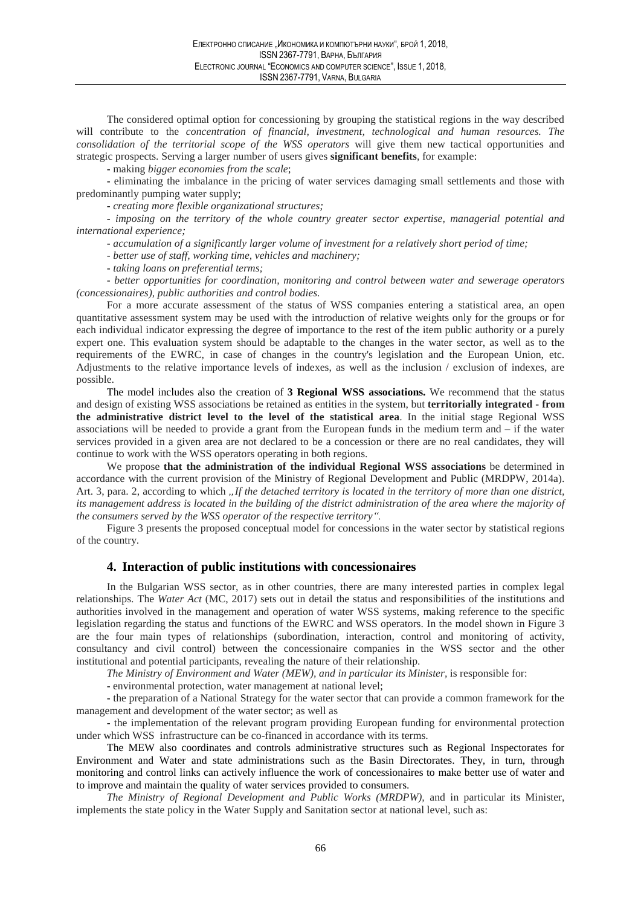The considered optimal option for concessioning by grouping the statistical regions in the way described will contribute to the *concentration of financial, investment, technological and human resources. The consolidation of the territorial scope of the WSS operators* will give them new tactical opportunities and strategic prospects. Serving a larger number of users gives **significant benefits**, for example:

- making *bigger economies from the scale*;
- eliminating the imbalance in the pricing of water services damaging small settlements and those with predominantly pumping water supply;
- *creating more flexible organizational structures;*
- *imposing on the territory of the whole country greater sector expertise, managerial potential and international experience;*
- *accumulation of a significantly larger volume of investment for a relatively short period of time;*
- *better use of staff, working time, vehicles and machinery;*
- *taking loans on preferential terms;*
- *better opportunities for coordination, monitoring and control between water and sewerage operators (concessionaires), public authorities and control bodies.*

For a more accurate assessment of the status of WSS companies entering a statistical area, an open quantitative assessment system may be used with the introduction of relative weights only for the groups or for each individual indicator expressing the degree of importance to the rest of the item public authority or a purely expert one. This evaluation system should be adaptable to the changes in the water sector, as well as to the requirements of the EWRC, in case of changes in the country's legislation and the European Union, etc. Adjustments to the relative importance levels of indexes, as well as the inclusion / exclusion of indexes, are possible.

The model includes also the creation of **3 Regional WSS associations.** We recommend that the status and design of existing WSS associations be retained as entities in the system, but **territorially integrated - from the administrative district level to the level of the statistical area**. In the initial stage Regional WSS associations will be needed to provide a grant from the European funds in the medium term and – if the water services provided in a given area are not declared to be a concession or there are no real candidates, they will continue to work with the WSS operators operating in both regions.

We propose **that the administration of the individual Regional WSS associations** be determined in accordance with the current provision of the Ministry of Regional Development and Public (MRDPW, 2014a). Art. 3, para. 2, according to which *„If the detached territory is located in the territory of more than one district, its management address is located in the building of the district administration of the area where the majority of the consumers served by the WSS operator of the respective territory".*

Figure 3 presents the proposed conceptual model for concessions in the water sector by statistical regions of the country.

## 4. Interaction of public institutions with concessionaires

In the Bulgarian WSS sector, as in other countries, there are many interested parties in complex legal relationships. The *Water Act* (MC, 2017) sets out in detail the status and responsibilities of the institutions and authorities involved in the management and operation of water WSS systems, making reference to the specific legislation regarding the status and functions of the EWRC and WSS operators. In the model shown in Figure 3 are the four main types of relationships (subordination, interaction, control and monitoring of activity, consultancy and civil control) between the concessionaire companies in the WSS sector and the other institutional and potential participants, revealing the nature of their relationship.

*The Ministry of Environment and Water (MEW), and in particular its Minister,* is responsible for:

- environmental protection, water management at national level;
- the preparation of a National Strategy for the water sector that can provide a common framework for the management and development of the water sector; as well as
- the implementation of the relevant program providing European funding for environmental protection under which WSS infrastructure can be co-financed in accordance with its terms.

The MEW also coordinates and controls administrative structures such as Regional Inspectorates for Environment and Water and state administrations such as the Basin Directorates. They, in turn, through monitoring and control links can actively influence the work of concessionaires to make better use of water and to improve and maintain the quality of water services provided to consumers.

*The Ministry of Regional Development and Public Works (MRDPW),* and in particular its Minister, implements the state policy in the Water Supply and Sanitation sector at national level, such as: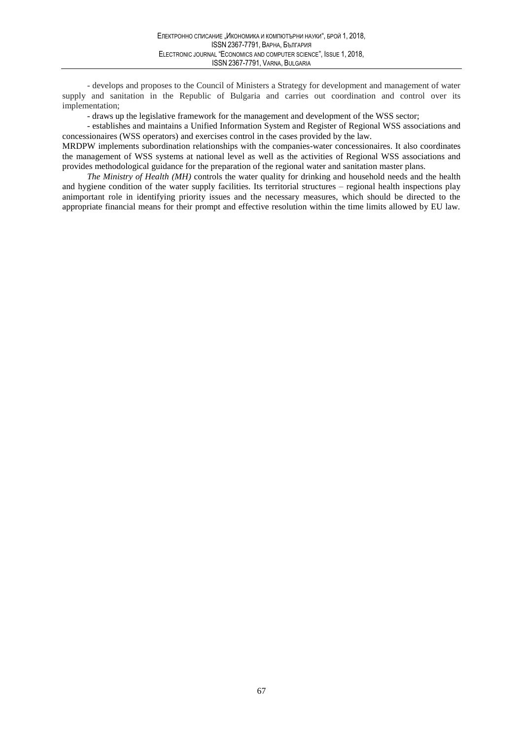- develops and proposes to the Council of Ministers a Strategy for development and management of water supply and sanitation in the Republic of Bulgaria and carries out coordination and control over its implementation;

- draws up the legislative framework for the management and development of the WSS sector;

- establishes and maintains a Unified Information System and Register of Regional WSS associations and concessionaires (WSS operators) and exercises control in the cases provided by the law.

MRDPW implements subordination relationships with the companies-water concessionaires. It also coordinates the management of WSS systems at national level as well as the activities of Regional WSS associations and provides methodological guidance for the preparation of the regional water and sanitation master plans.

*The Ministry of Health (MH)* controls the water quality for drinking and household needs and the health and hygiene condition of the water supply facilities. Its territorial structures – regional health inspections play animportant role in identifying priority issues and the necessary measures, which should be directed to the appropriate financial means for their prompt and effective resolution within the time limits allowed by EU law.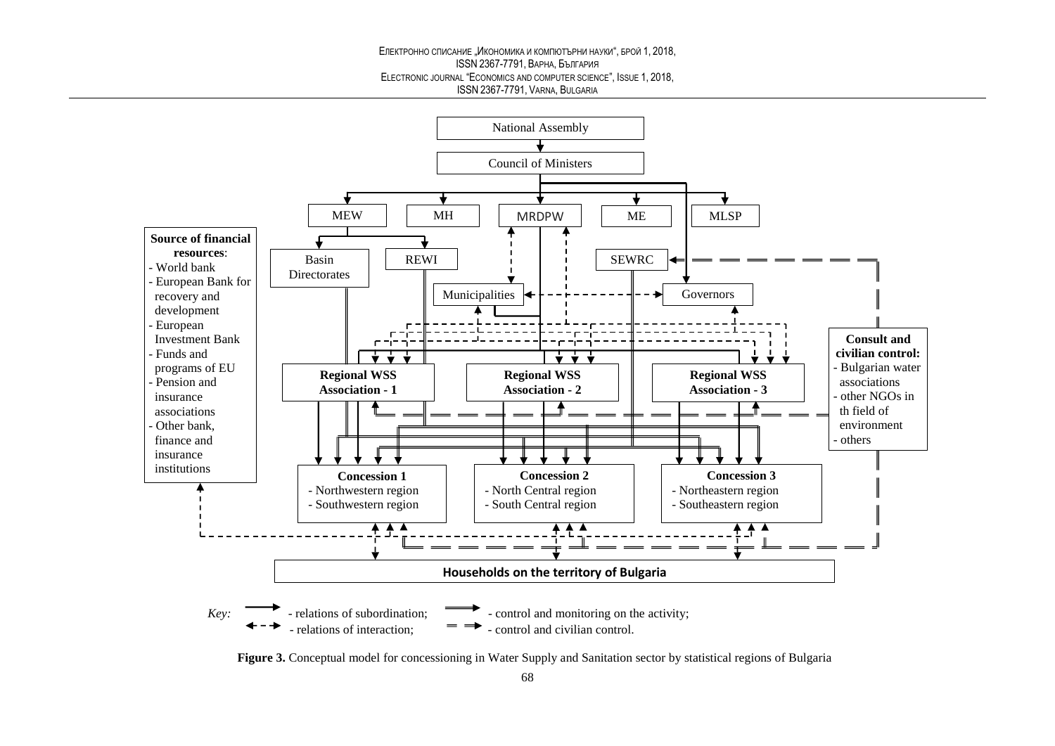National Assembly

Council of Ministers

MEW | MH | MRDPW | ME | MLSP

Basin Directorates | REWI | SEWRC

Municipalities | Governors

**Source of financial resources**:
- World bank
- European Bank for recovery and development
- European Investment Bank
- Funds and programs of EU
- Pension and insurance associations
- Other bank, finance and insurance institutions

**Regional WSS Association - 1** | **Regional WSS Association - 2** | **Regional WSS Association - 3**

**Consult and civilian control:**
- Bulgarian water associations
- other NGOs in th field of environment
- others

**Concession 1**
- Northwestern region
- Southwestern region

**Concession 2**
- North Central region
- South Central region

**Concession 3**
- Northeastern region
- Southeastern region

**Households on the territory of Bulgaria**

*Key:* - relations of subordination; - control and monitoring on the activity; - relations of interaction; - control and civilian control.

**Figure 3.** Conceptual model for concessioning in Water Supply and Sanitation sector by statistical regions of Bulgaria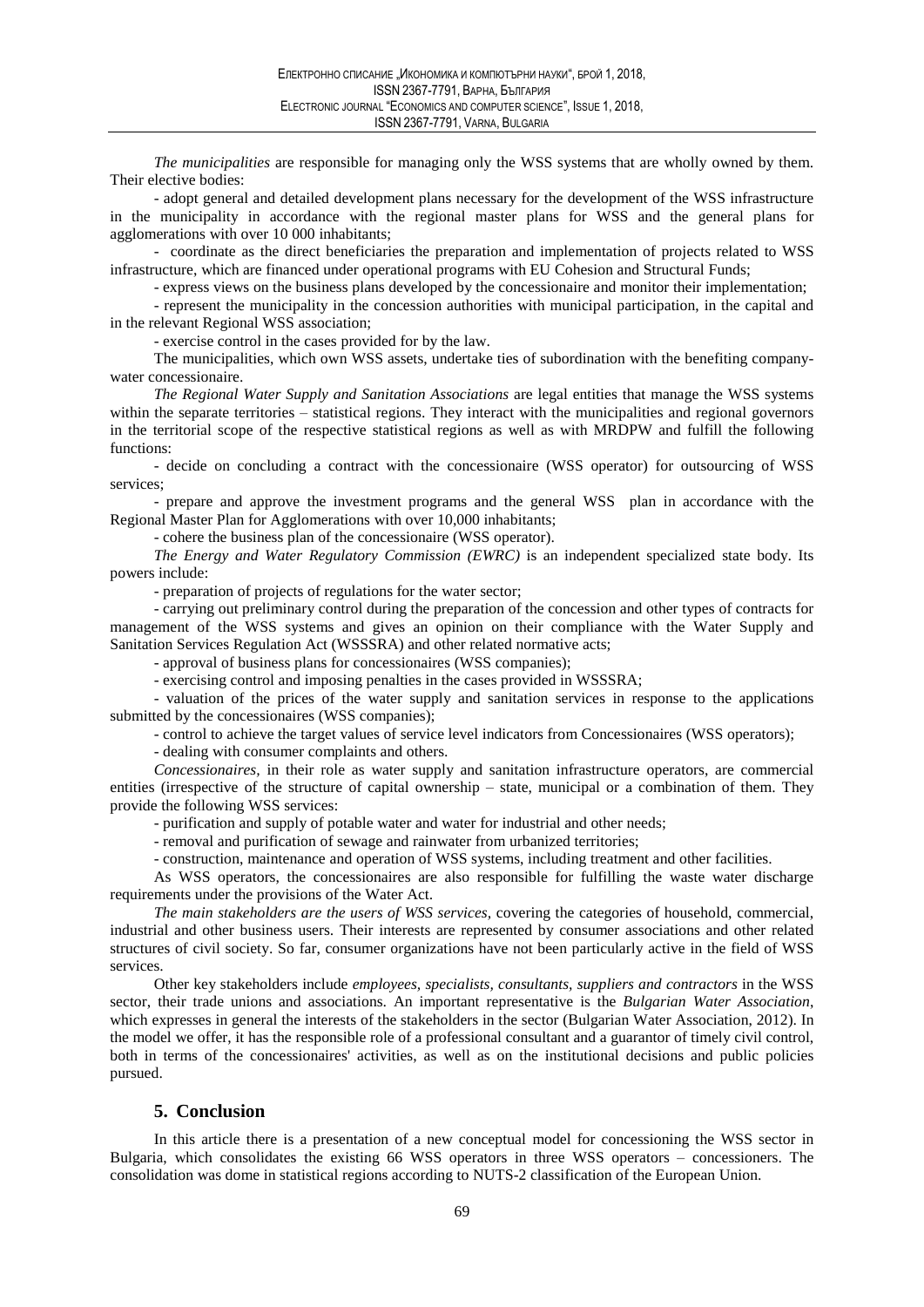*The municipalities* are responsible for managing only the WSS systems that are wholly owned by them. Their elective bodies:

- adopt general and detailed development plans necessary for the development of the WSS infrastructure in the municipality in accordance with the regional master plans for WSS and the general plans for agglomerations with over 10 000 inhabitants;

- coordinate as the direct beneficiaries the preparation and implementation of projects related to WSS infrastructure, which are financed under operational programs with EU Cohesion and Structural Funds;

- express views on the business plans developed by the concessionaire and monitor their implementation;

- represent the municipality in the concession authorities with municipal participation, in the capital and in the relevant Regional WSS association;

- exercise control in the cases provided for by the law.

The municipalities, which own WSS assets, undertake ties of subordination with the benefiting company-water concessionaire.

*The Regional Water Supply and Sanitation Associations* are legal entities that manage the WSS systems within the separate territories – statistical regions. They interact with the municipalities and regional governors in the territorial scope of the respective statistical regions as well as with MRDPW and fulfill the following functions:

- decide on concluding a contract with the concessionaire (WSS operator) for outsourcing of WSS services;

- prepare and approve the investment programs and the general WSS plan in accordance with the Regional Master Plan for Agglomerations with over 10,000 inhabitants;

- cohere the business plan of the concessionaire (WSS operator).

*The Energy and Water Regulatory Commission (EWRC)* is an independent specialized state body. Its powers include:

- preparation of projects of regulations for the water sector;

- carrying out preliminary control during the preparation of the concession and other types of contracts for management of the WSS systems and gives an opinion on their compliance with the Water Supply and Sanitation Services Regulation Act (WSSSRA) and other related normative acts;

- approval of business plans for concessionaires (WSS companies);

- exercising control and imposing penalties in the cases provided in WSSSRA;

- valuation of the prices of the water supply and sanitation services in response to the applications submitted by the concessionaires (WSS companies);

- control to achieve the target values of service level indicators from Concessionaires (WSS operators);

- dealing with consumer complaints and others.

*Concessionaires*, in their role as water supply and sanitation infrastructure operators, are commercial entities (irrespective of the structure of capital ownership – state, municipal or a combination of them. They provide the following WSS services:

- purification and supply of potable water and water for industrial and other needs;

- removal and purification of sewage and rainwater from urbanized territories;

- construction, maintenance and operation of WSS systems, including treatment and other facilities.

As WSS operators, the concessionaires are also responsible for fulfilling the waste water discharge requirements under the provisions of the Water Act.

*The main stakeholders are the users of WSS services*, covering the categories of household, commercial, industrial and other business users. Their interests are represented by consumer associations and other related structures of civil society. So far, consumer organizations have not been particularly active in the field of WSS services.

Other key stakeholders include *employees, specialists, consultants, suppliers and contractors* in the WSS sector, their trade unions and associations. An important representative is the *Bulgarian Water Association*, which expresses in general the interests of the stakeholders in the sector (Bulgarian Water Association, 2012). In the model we offer, it has the responsible role of a professional consultant and a guarantor of timely civil control, both in terms of the concessionaires' activities, as well as on the institutional decisions and public policies pursued.

## 5. Conclusion

In this article there is a presentation of a new conceptual model for concessioning the WSS sector in Bulgaria, which consolidates the existing 66 WSS operators in three WSS operators – concessioners. The consolidation was dome in statistical regions according to NUTS-2 classification of the European Union.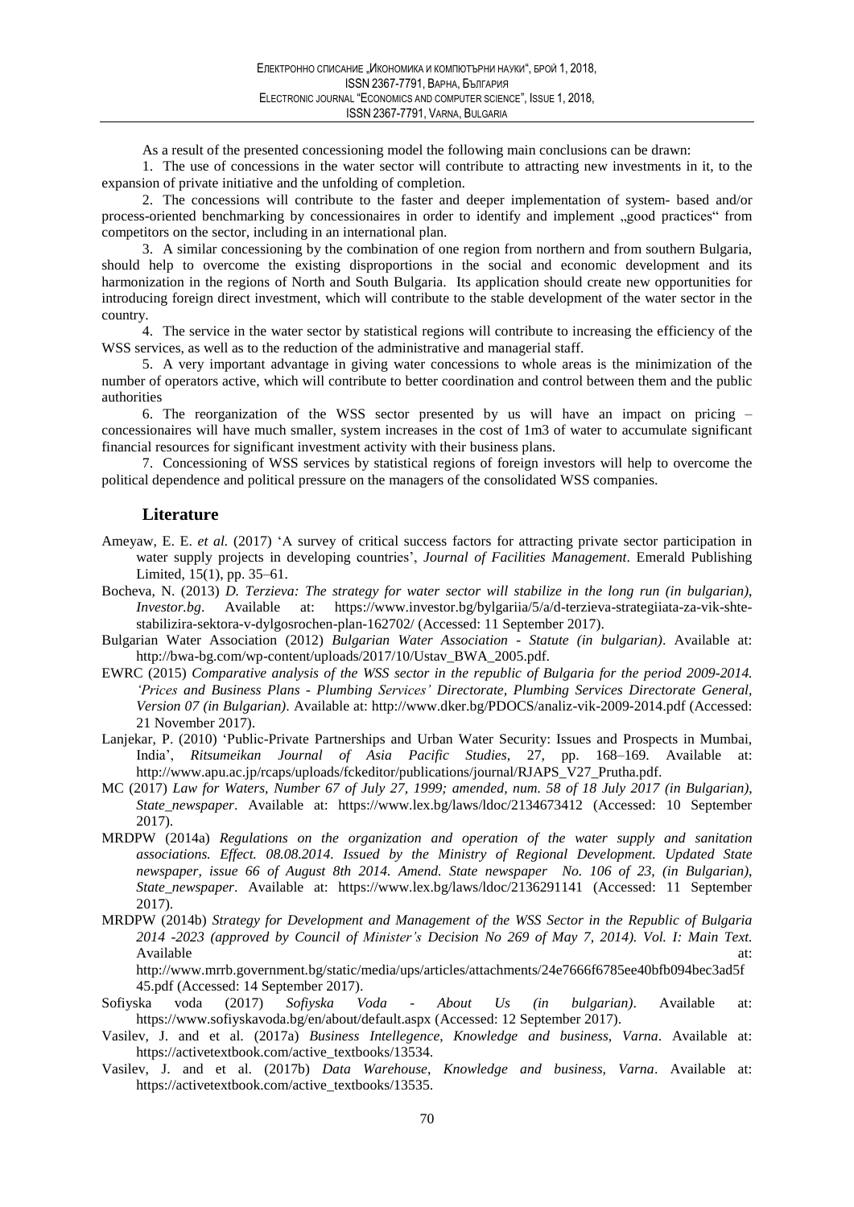As a result of the presented concessioning model the following main conclusions can be drawn:

1. The use of concessions in the water sector will contribute to attracting new investments in it, to the expansion of private initiative and the unfolding of completion.
2. The concessions will contribute to the faster and deeper implementation of system- based and/or process-oriented benchmarking by concessionaires in order to identify and implement „good practices" from competitors on the sector, including in an international plan.
3. A similar concessioning by the combination of one region from northern and from southern Bulgaria, should help to overcome the existing disproportions in the social and economic development and its harmonization in the regions of North and South Bulgaria. Its application should create new opportunities for introducing foreign direct investment, which will contribute to the stable development of the water sector in the country.
4. The service in the water sector by statistical regions will contribute to increasing the efficiency of the WSS services, as well as to the reduction of the administrative and managerial staff.
5. A very important advantage in giving water concessions to whole areas is the minimization of the number of operators active, which will contribute to better coordination and control between them and the public authorities
6. The reorganization of the WSS sector presented by us will have an impact on pricing – concessionaires will have much smaller, system increases in the cost of 1m3 of water to accumulate significant financial resources for significant investment activity with their business plans.
7. Concessioning of WSS services by statistical regions of foreign investors will help to overcome the political dependence and political pressure on the managers of the consolidated WSS companies.

## Literature

Ameyaw, E. E. *et al.* (2017) 'A survey of critical success factors for attracting private sector participation in water supply projects in developing countries', *Journal of Facilities Management*. Emerald Publishing Limited, 15(1), pp. 35–61.

Bocheva, N. (2013) *D. Terzieva: The strategy for water sector will stabilize in the long run (in bulgarian)*, *Investor.bg*. Available at: https://www.investor.bg/bylgariia/5/a/d-terzieva-strategiiata-za-vik-shte-stabilizira-sektora-v-dylgosrochen-plan-162702/ (Accessed: 11 September 2017).

Bulgarian Water Association (2012) *Bulgarian Water Association - Statute (in bulgarian)*. Available at: http://bwa-bg.com/wp-content/uploads/2017/10/Ustav_BWA_2005.pdf.

EWRC (2015) *Comparative analysis of the WSS sector in the republic of Bulgaria for the period 2009-2014. 'Prices and Business Plans - Plumbing Services' Directorate, Plumbing Services Directorate General, Version 07 (in Bulgarian)*. Available at: http://www.dker.bg/PDOCS/analiz-vik-2009-2014.pdf (Accessed: 21 November 2017).

Lanjekar, P. (2010) 'Public-Private Partnerships and Urban Water Security: Issues and Prospects in Mumbai, India', *Ritsumeikan Journal of Asia Pacific Studies*, 27, pp. 168–169. Available at: http://www.apu.ac.jp/rcaps/uploads/fckeditor/publications/journal/RJAPS_V27_Prutha.pdf.

MC (2017) *Law for Waters, Number 67 of July 27, 1999; amended, num. 58 of 18 July 2017 (in Bulgarian)*, *State_newspaper*. Available at: https://www.lex.bg/laws/ldoc/2134673412 (Accessed: 10 September 2017).

MRDPW (2014a) *Regulations on the organization and operation of the water supply and sanitation associations. Effect. 08.08.2014. Issued by the Ministry of Regional Development. Updated State newspaper, issue 66 of August 8th 2014. Amend. State newspaper No. 106 of 23, (in Bulgarian)*, *State_newspaper*. Available at: https://www.lex.bg/laws/ldoc/2136291141 (Accessed: 11 September 2017).

MRDPW (2014b) *Strategy for Development and Management of the WSS Sector in the Republic of Bulgaria 2014 -2023 (approved by Council of Minister's Decision No 269 of May 7, 2014). Vol. I: Main Text.* Available at: http://www.mrrb.government.bg/static/media/ups/articles/attachments/24e7666f6785ee40bfb094bec3ad5f45.pdf (Accessed: 14 September 2017).

Sofiyska voda (2017) *Sofiyska Voda - About Us (in bulgarian)*. Available at: https://www.sofiyskavoda.bg/en/about/default.aspx (Accessed: 12 September 2017).

Vasilev, J. and et al. (2017a) *Business Intellegence, Knowledge and business, Varna*. Available at: https://activetextbook.com/active_textbooks/13534.

Vasilev, J. and et al. (2017b) *Data Warehouse, Knowledge and business, Varna*. Available at: https://activetextbook.com/active_textbooks/13535.